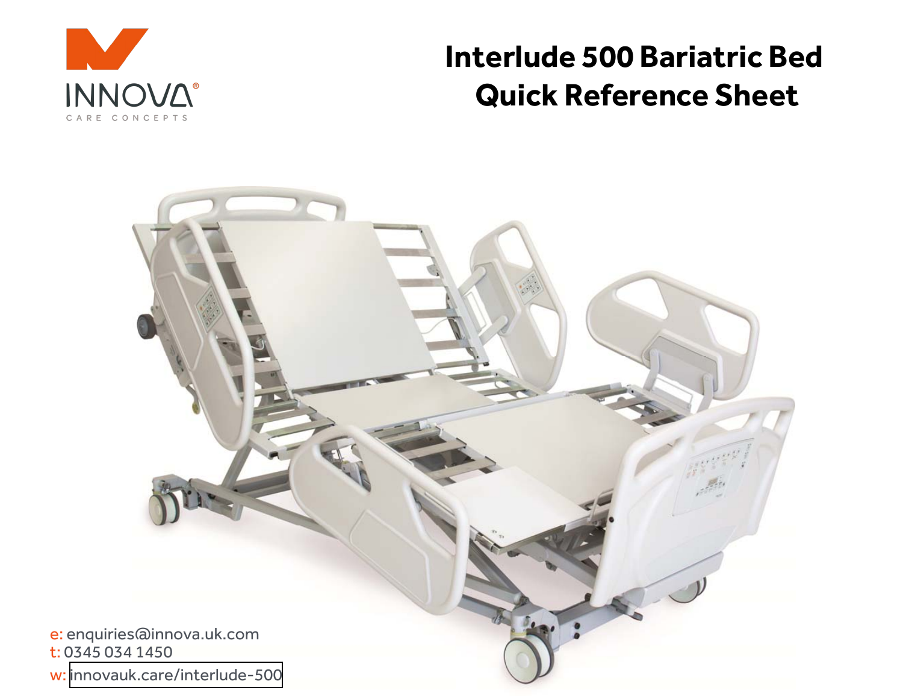INNOVA®

CARE CONCEPTS

# Interlude 500 Bariatric Bed Quick Reference Sheet

e: enquiries@innova.uk.com

t: 0345 034 1450

w: innovauk.care/interlude-500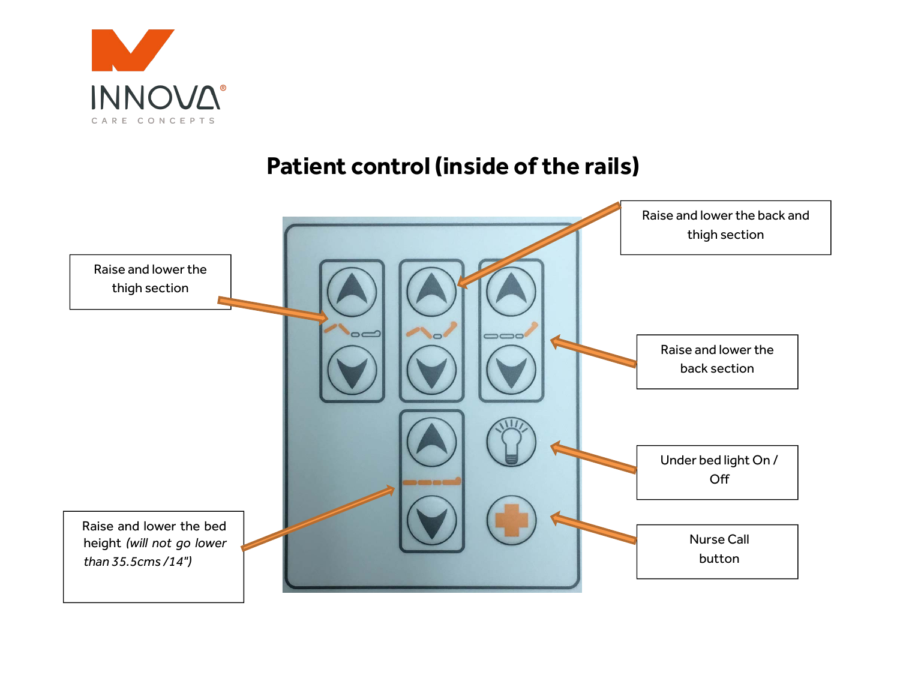# Patient control (inside of the rails)

Raise and lower the thigh section

Raise and lower the back and thigh section

Raise and lower the back section

Under bed light On / Off

Nurse Call button

Raise and lower the bed height *(will not go lower than 35.5cms /14")*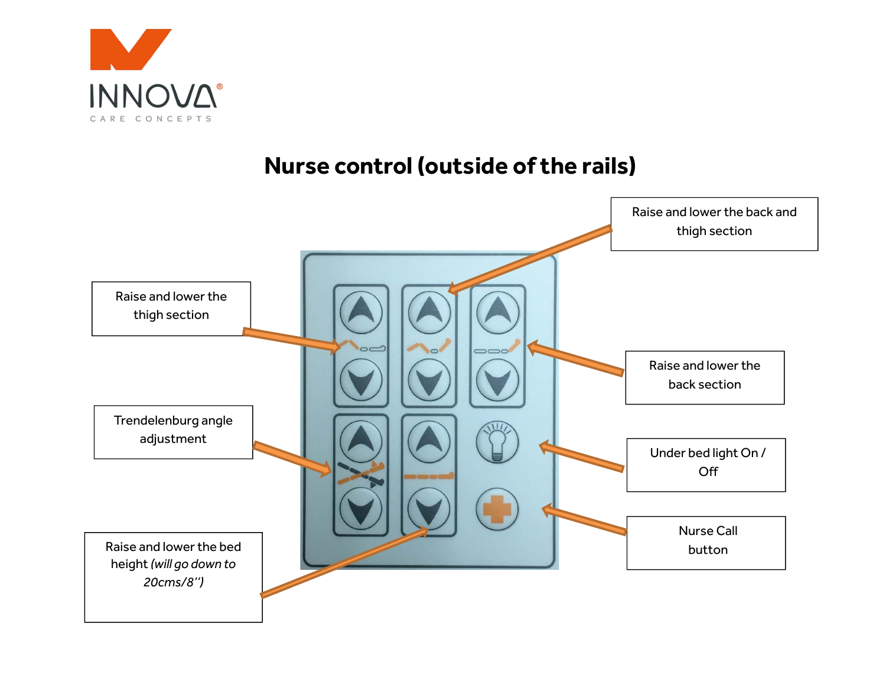# Nurse control (outside of the rails)

Raise and lower the back and thigh section

Raise and lower the thigh section

Raise and lower the back section

Trendelenburg angle adjustment

Under bed light On / Off

Raise and lower the bed height *(will go down to 20cms/8'')*

Nurse Call button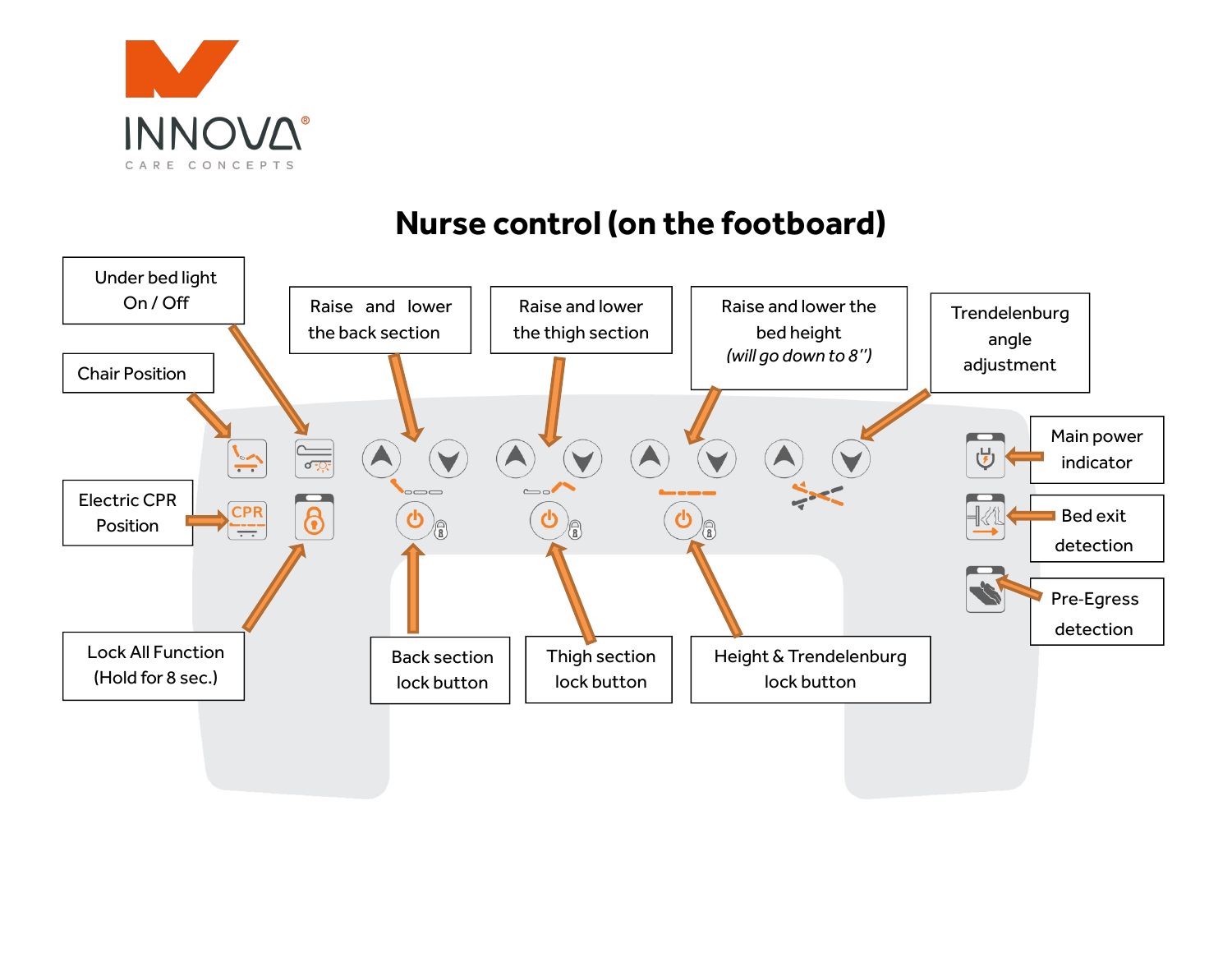INNOVA®

CARE CONCEPTS

# Nurse control (on the footboard)

Under bed light On / Off

Chair Position

Raise and lower the back section

Raise and lower the thigh section

Raise and lower the bed height *(will go down to 8")*

Trendelenburg angle adjustment

Main power indicator

Electric CPR Position

Bed exit detection

Pre-Egress detection

Lock All Function (Hold for 8 sec.)

Back section lock button

Thigh section lock button

Height & Trendelenburg lock button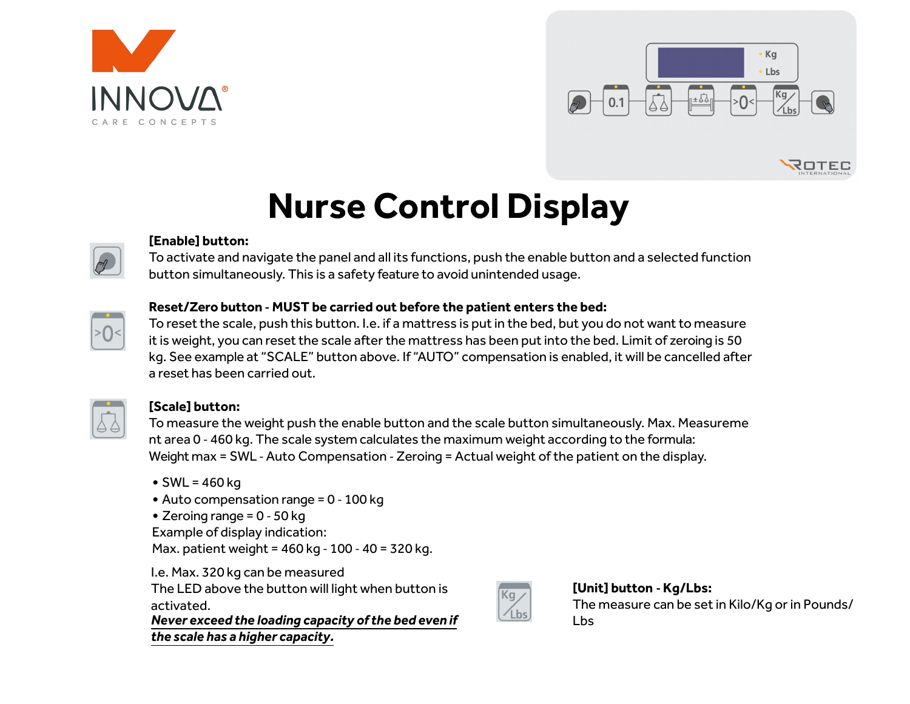# Nurse Control Display

**[Enable] button:**
To activate and navigate the panel and all its functions, push the enable button and a selected function button simultaneously. This is a safety feature to avoid unintended usage.

**Reset/Zero button - MUST be carried out before the patient enters the bed:**
To reset the scale, push this button. I.e. if a mattress is put in the bed, but you do not want to measure it is weight, you can reset the scale after the mattress has been put into the bed. Limit of zeroing is 50 kg. See example at "SCALE" button above. If "AUTO" compensation is enabled, it will be cancelled after a reset has been carried out.

**[Scale] button:**
To measure the weight push the enable button and the scale button simultaneously. Max. Measurement area 0 - 460 kg. The scale system calculates the maximum weight according to the formula:
Weight max = SWL - Auto Compensation - Zeroing = Actual weight of the patient on the display.

- SWL = 460 kg
- Auto compensation range = 0 - 100 kg
- Zeroing range = 0 - 50 kg

Example of display indication:
Max. patient weight = 460 kg - 100 - 40 = 320 kg.

I.e. Max. 320 kg can be measured
The LED above the button will light when button is activated.
***Never exceed the loading capacity of the bed even if the scale has a higher capacity.***

**[Unit] button - Kg/Lbs:**
The measure can be set in Kilo/Kg or in Pounds/Lbs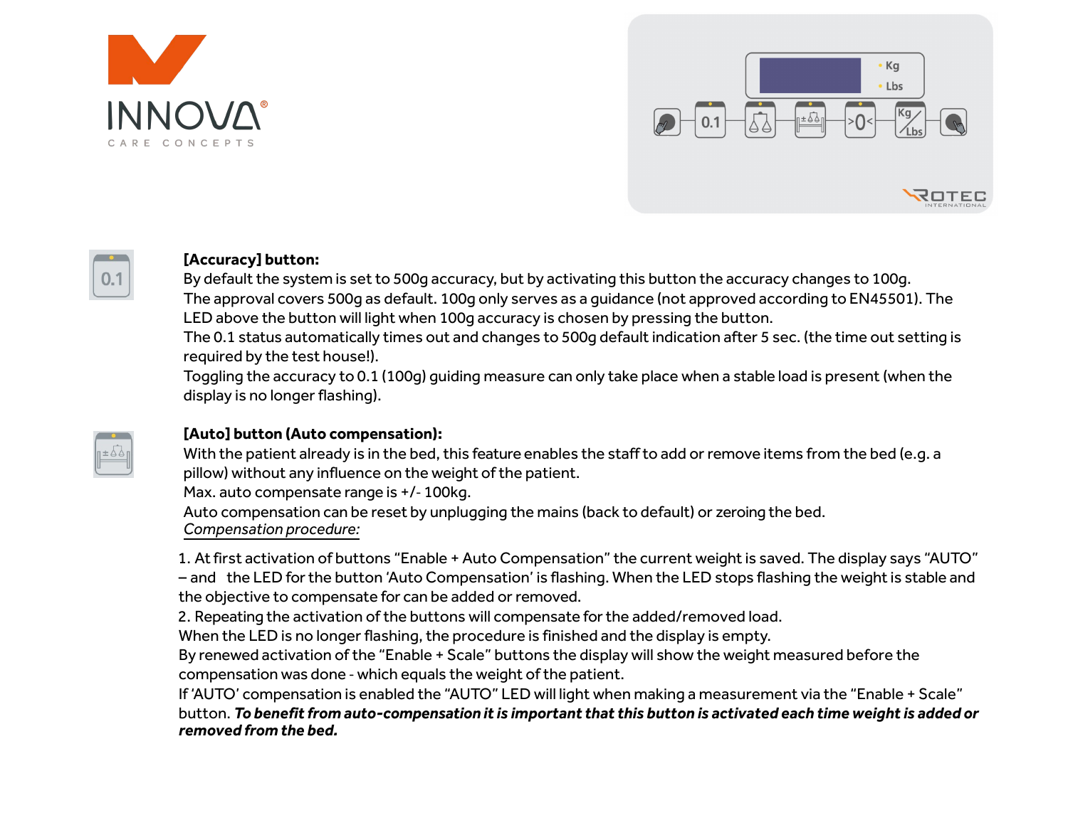**[Accuracy] button:**

By default the system is set to 500g accuracy, but by activating this button the accuracy changes to 100g. The approval covers 500g as default. 100g only serves as a guidance (not approved according to EN45501). The LED above the button will light when 100g accuracy is chosen by pressing the button.

The 0.1 status automatically times out and changes to 500g default indication after 5 sec. (the time out setting is required by the test house!).

Toggling the accuracy to 0.1 (100g) guiding measure can only take place when a stable load is present (when the display is no longer flashing).

**[Auto] button (Auto compensation):**

With the patient already is in the bed, this feature enables the staff to add or remove items from the bed (e.g. a pillow) without any influence on the weight of the patient.

Max. auto compensate range is +/- 100kg.

Auto compensation can be reset by unplugging the mains (back to default) or zeroing the bed.

*Compensation procedure:*

1. At first activation of buttons "Enable + Auto Compensation" the current weight is saved. The display says "AUTO" – and the LED for the button 'Auto Compensation' is flashing. When the LED stops flashing the weight is stable and the objective to compensate for can be added or removed.
2. Repeating the activation of the buttons will compensate for the added/removed load.

When the LED is no longer flashing, the procedure is finished and the display is empty.

By renewed activation of the "Enable + Scale" buttons the display will show the weight measured before the compensation was done - which equals the weight of the patient.

If 'AUTO' compensation is enabled the "AUTO" LED will light when making a measurement via the "Enable + Scale" button. ***To benefit from auto-compensation it is important that this button is activated each time weight is added or removed from the bed.***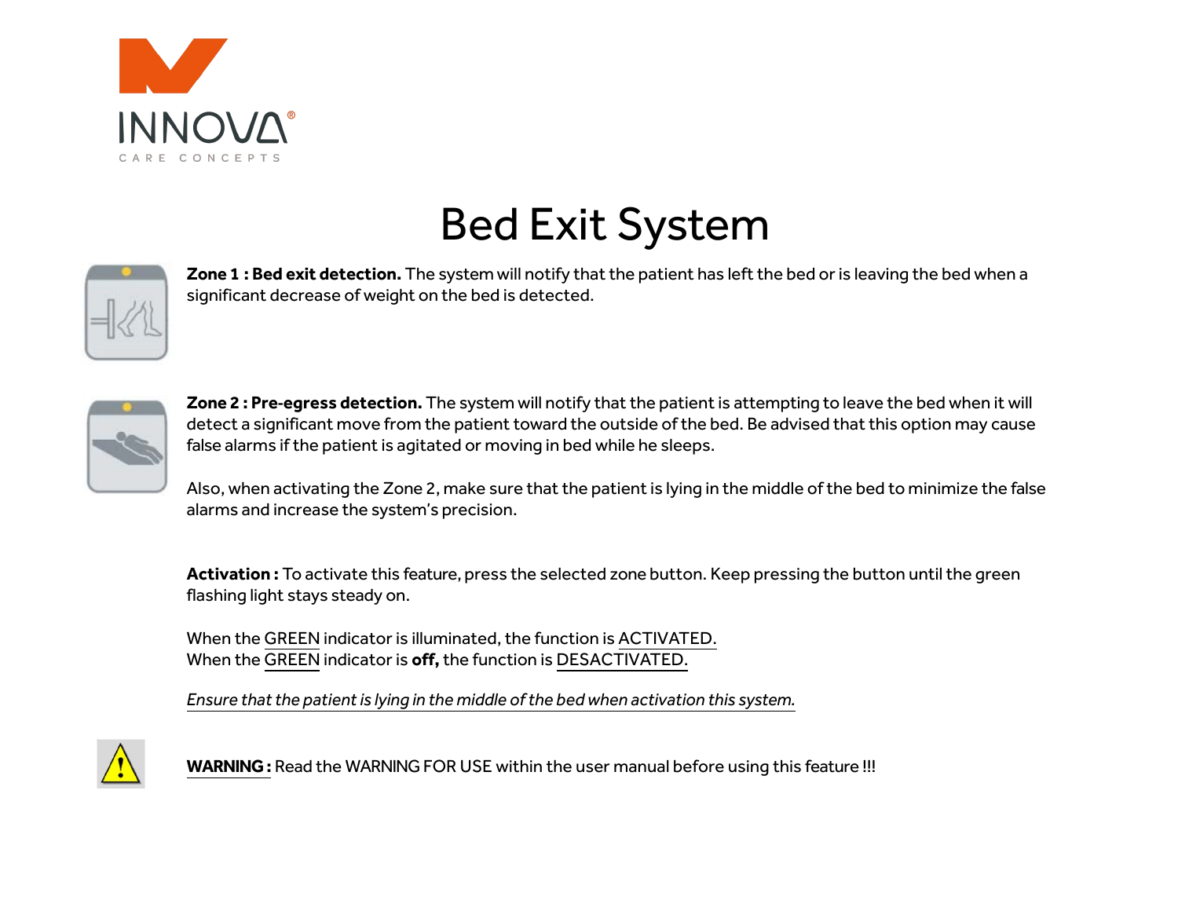INNOVA®
CARE CONCEPTS

# Bed Exit System

**Zone 1 : Bed exit detection.** The system will notify that the patient has left the bed or is leaving the bed when a significant decrease of weight on the bed is detected.

**Zone 2 : Pre-egress detection.** The system will notify that the patient is attempting to leave the bed when it will detect a significant move from the patient toward the outside of the bed. Be advised that this option may cause false alarms if the patient is agitated or moving in bed while he sleeps.

Also, when activating the Zone 2, make sure that the patient is lying in the middle of the bed to minimize the false alarms and increase the system's precision.

**Activation :** To activate this feature, press the selected zone button. Keep pressing the button until the green flashing light stays steady on.

When the GREEN indicator is illuminated, the function is ACTIVATED.
When the GREEN indicator is **off,** the function is DESACTIVATED.

*Ensure that the patient is lying in the middle of the bed when activation this system.*

**WARNING :** Read the WARNING FOR USE within the user manual before using this feature !!!